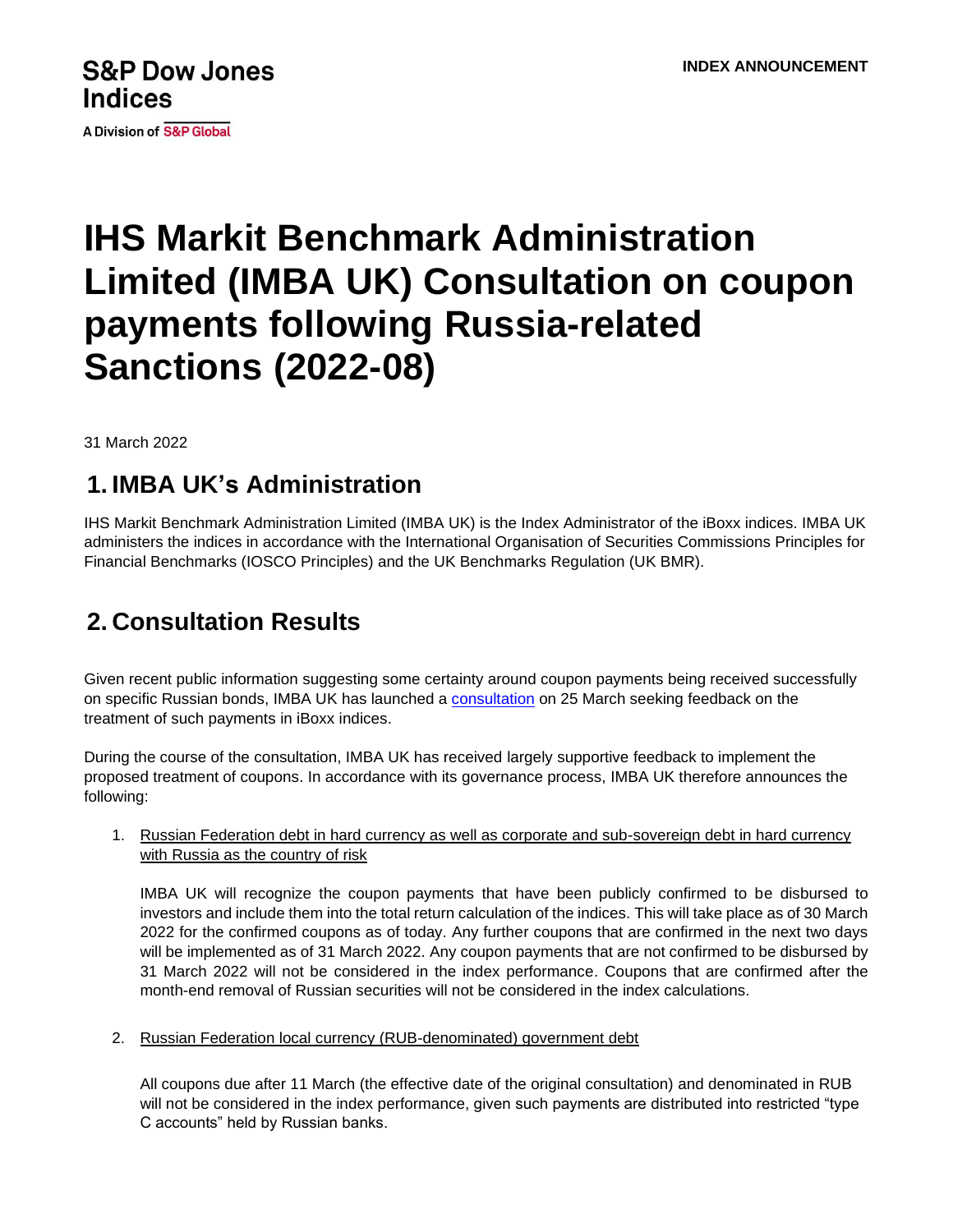S&P Dow Jones Indices

A Division of S&P Global

INDEX ANNOUNCEMENT

# IHS Markit Benchmark Administration Limited (IMBA UK) Consultation on coupon payments following Russia-related Sanctions (2022-08)

31 March 2022

## 1. IMBA UK's Administration

IHS Markit Benchmark Administration Limited (IMBA UK) is the Index Administrator of the iBoxx indices. IMBA UK administers the indices in accordance with the International Organisation of Securities Commissions Principles for Financial Benchmarks (IOSCO Principles) and the UK Benchmarks Regulation (UK BMR).

## 2. Consultation Results

Given recent public information suggesting some certainty around coupon payments being received successfully on specific Russian bonds, IMBA UK has launched a consultation on 25 March seeking feedback on the treatment of such payments in iBoxx indices.

During the course of the consultation, IMBA UK has received largely supportive feedback to implement the proposed treatment of coupons. In accordance with its governance process, IMBA UK therefore announces the following:

1. Russian Federation debt in hard currency as well as corporate and sub-sovereign debt in hard currency with Russia as the country of risk

   IMBA UK will recognize the coupon payments that have been publicly confirmed to be disbursed to investors and include them into the total return calculation of the indices. This will take place as of 30 March 2022 for the confirmed coupons as of today. Any further coupons that are confirmed in the next two days will be implemented as of 31 March 2022. Any coupon payments that are not confirmed to be disbursed by 31 March 2022 will not be considered in the index performance. Coupons that are confirmed after the month-end removal of Russian securities will not be considered in the index calculations.

2. Russian Federation local currency (RUB-denominated) government debt

   All coupons due after 11 March (the effective date of the original consultation) and denominated in RUB will not be considered in the index performance, given such payments are distributed into restricted "type C accounts" held by Russian banks.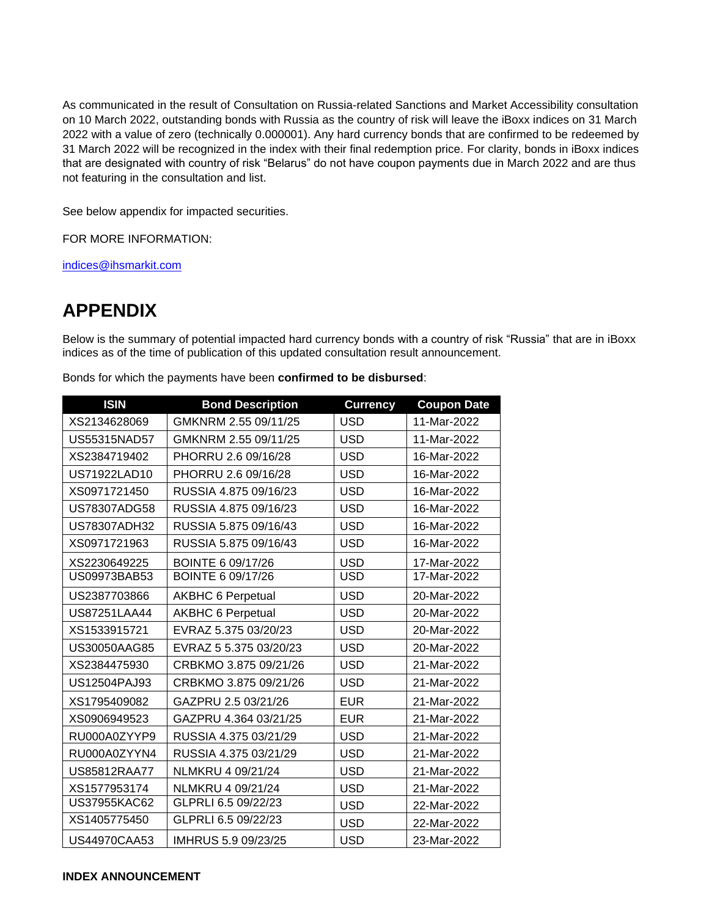As communicated in the result of Consultation on Russia-related Sanctions and Market Accessibility consultation on 10 March 2022, outstanding bonds with Russia as the country of risk will leave the iBoxx indices on 31 March 2022 with a value of zero (technically 0.000001). Any hard currency bonds that are confirmed to be redeemed by 31 March 2022 will be recognized in the index with their final redemption price. For clarity, bonds in iBoxx indices that are designated with country of risk “Belarus” do not have coupon payments due in March 2022 and are thus not featuring in the consultation and list.

See below appendix for impacted securities.

FOR MORE INFORMATION:

indices@ihsmarkit.com

# APPENDIX

Below is the summary of potential impacted hard currency bonds with a country of risk “Russia” that are in iBoxx indices as of the time of publication of this updated consultation result announcement.

Bonds for which the payments have been **confirmed to be disbursed**:

| ISIN | Bond Description | Currency | Coupon Date |
|---|---|---|---|
| XS2134628069 | GMKNRM 2.55 09/11/25 | USD | 11-Mar-2022 |
| US55315NAD57 | GMKNRM 2.55 09/11/25 | USD | 11-Mar-2022 |
| XS2384719402 | PHORRU 2.6 09/16/28 | USD | 16-Mar-2022 |
| US71922LAD10 | PHORRU 2.6 09/16/28 | USD | 16-Mar-2022 |
| XS0971721450 | RUSSIA 4.875 09/16/23 | USD | 16-Mar-2022 |
| US78307ADG58 | RUSSIA 4.875 09/16/23 | USD | 16-Mar-2022 |
| US78307ADH32 | RUSSIA 5.875 09/16/43 | USD | 16-Mar-2022 |
| XS0971721963 | RUSSIA 5.875 09/16/43 | USD | 16-Mar-2022 |
| XS2230649225 | BOINTE 6 09/17/26 | USD | 17-Mar-2022 |
| US09973BAB53 | BOINTE 6 09/17/26 | USD | 17-Mar-2022 |
| US2387703866 | AKBHC 6 Perpetual | USD | 20-Mar-2022 |
| US87251LAA44 | AKBHC 6 Perpetual | USD | 20-Mar-2022 |
| XS1533915721 | EVRAZ 5.375 03/20/23 | USD | 20-Mar-2022 |
| US30050AAG85 | EVRAZ 5 5.375 03/20/23 | USD | 20-Mar-2022 |
| XS2384475930 | CRBKMO 3.875 09/21/26 | USD | 21-Mar-2022 |
| US12504PAJ93 | CRBKMO 3.875 09/21/26 | USD | 21-Mar-2022 |
| XS1795409082 | GAZPRU 2.5 03/21/26 | EUR | 21-Mar-2022 |
| XS0906949523 | GAZPRU 4.364 03/21/25 | EUR | 21-Mar-2022 |
| RU000A0ZYYP9 | RUSSIA 4.375 03/21/29 | USD | 21-Mar-2022 |
| RU000A0ZYYN4 | RUSSIA 4.375 03/21/29 | USD | 21-Mar-2022 |
| US85812RAA77 | NLMKRU 4 09/21/24 | USD | 21-Mar-2022 |
| XS1577953174 | NLMKRU 4 09/21/24 | USD | 21-Mar-2022 |
| US37955KAC62 | GLPRLI 6.5 09/22/23 | USD | 22-Mar-2022 |
| XS1405775450 | GLPRLI 6.5 09/22/23 | USD | 22-Mar-2022 |
| US44970CAA53 | IMHRUS 5.9 09/23/25 | USD | 23-Mar-2022 |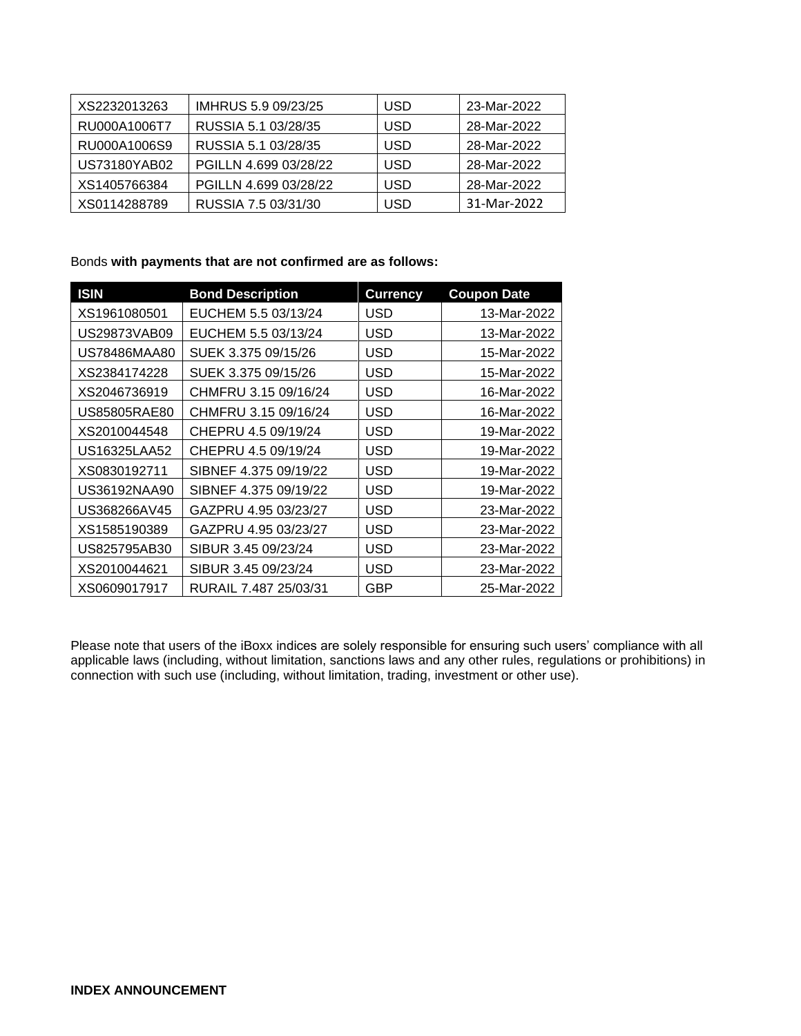| | | | |
|---|---|---|---|
| XS2232013263 | IMHRUS 5.9 09/23/25 | USD | 23-Mar-2022 |
| RU000A1006T7 | RUSSIA 5.1 03/28/35 | USD | 28-Mar-2022 |
| RU000A1006S9 | RUSSIA 5.1 03/28/35 | USD | 28-Mar-2022 |
| US73180YAB02 | PGILLN 4.699 03/28/22 | USD | 28-Mar-2022 |
| XS1405766384 | PGILLN 4.699 03/28/22 | USD | 28-Mar-2022 |
| XS0114288789 | RUSSIA 7.5 03/31/30 | USD | 31-Mar-2022 |

Bonds **with payments that are not confirmed are as follows:**

| ISIN | Bond Description | Currency | Coupon Date |
|---|---|---|---|
| XS1961080501 | EUCHEM 5.5 03/13/24 | USD | 13-Mar-2022 |
| US29873VAB09 | EUCHEM 5.5 03/13/24 | USD | 13-Mar-2022 |
| US78486MAA80 | SUEK 3.375 09/15/26 | USD | 15-Mar-2022 |
| XS2384174228 | SUEK 3.375 09/15/26 | USD | 15-Mar-2022 |
| XS2046736919 | CHMFRU 3.15 09/16/24 | USD | 16-Mar-2022 |
| US85805RAE80 | CHMFRU 3.15 09/16/24 | USD | 16-Mar-2022 |
| XS2010044548 | CHEPRU 4.5 09/19/24 | USD | 19-Mar-2022 |
| US16325LAA52 | CHEPRU 4.5 09/19/24 | USD | 19-Mar-2022 |
| XS0830192711 | SIBNEF 4.375 09/19/22 | USD | 19-Mar-2022 |
| US36192NAA90 | SIBNEF 4.375 09/19/22 | USD | 19-Mar-2022 |
| US368266AV45 | GAZPRU 4.95 03/23/27 | USD | 23-Mar-2022 |
| XS1585190389 | GAZPRU 4.95 03/23/27 | USD | 23-Mar-2022 |
| US825795AB30 | SIBUR 3.45 09/23/24 | USD | 23-Mar-2022 |
| XS2010044621 | SIBUR 3.45 09/23/24 | USD | 23-Mar-2022 |
| XS0609017917 | RURAIL 7.487 25/03/31 | GBP | 25-Mar-2022 |

Please note that users of the iBoxx indices are solely responsible for ensuring such users' compliance with all applicable laws (including, without limitation, sanctions laws and any other rules, regulations or prohibitions) in connection with such use (including, without limitation, trading, investment or other use).